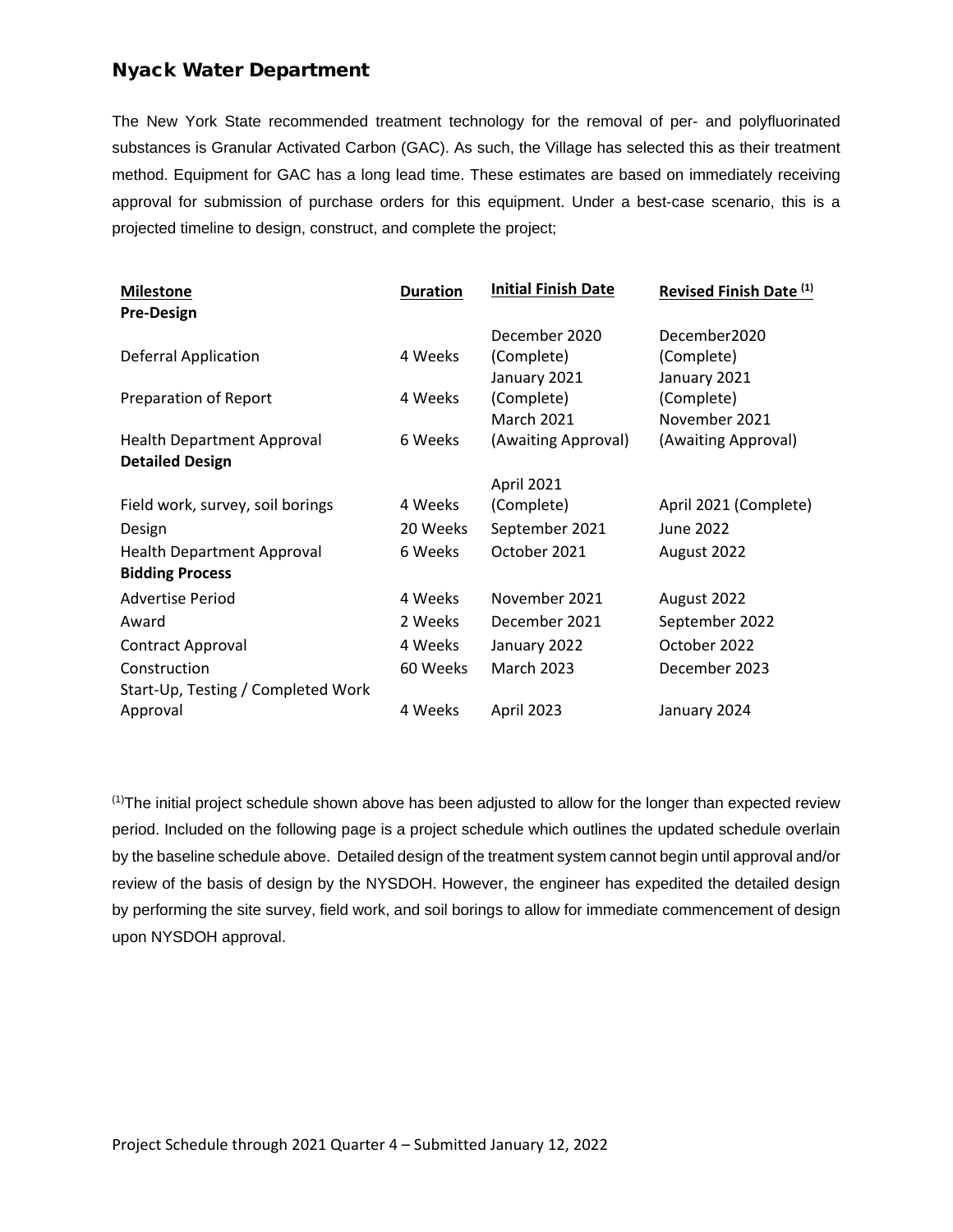## Nyack Water Department

The New York State recommended treatment technology for the removal of per- and polyfluorinated substances is Granular Activated Carbon (GAC). As such, the Village has selected this as their treatment method. Equipment for GAC has a long lead time. These estimates are based on immediately receiving approval for submission of purchase orders for this equipment. Under a best-case scenario, this is a projected timeline to design, construct, and complete the project;

| Milestone | Duration | Initial Finish Date | Revised Finish Date [1] |
|---|---|---|---|
| **Pre-Design** | | | |
| Deferral Application | 4 Weeks | December 2020 (Complete) | December2020 (Complete) |
| Preparation of Report | 4 Weeks | January 2021 (Complete) | January 2021 (Complete) |
| Health Department Approval | 6 Weeks | March 2021 (Awaiting Approval) | November 2021 (Awaiting Approval) |
| **Detailed Design** | | | |
| Field work, survey, soil borings | 4 Weeks | April 2021 (Complete) | April 2021 (Complete) |
| Design | 20 Weeks | September 2021 | June 2022 |
| Health Department Approval | 6 Weeks | October 2021 | August 2022 |
| **Bidding Process** | | | |
| Advertise Period | 4 Weeks | November 2021 | August 2022 |
| Award | 2 Weeks | December 2021 | September 2022 |
| Contract Approval | 4 Weeks | January 2022 | October 2022 |
| Construction | 60 Weeks | March 2023 | December 2023 |
| Start-Up, Testing / Completed Work Approval | 4 Weeks | April 2023 | January 2024 |

[1]The initial project schedule shown above has been adjusted to allow for the longer than expected review period. Included on the following page is a project schedule which outlines the updated schedule overlain by the baseline schedule above. Detailed design of the treatment system cannot begin until approval and/or review of the basis of design by the NYSDOH. However, the engineer has expedited the detailed design by performing the site survey, field work, and soil borings to allow for immediate commencement of design upon NYSDOH approval.

Project Schedule through 2021 Quarter 4 – Submitted January 12, 2022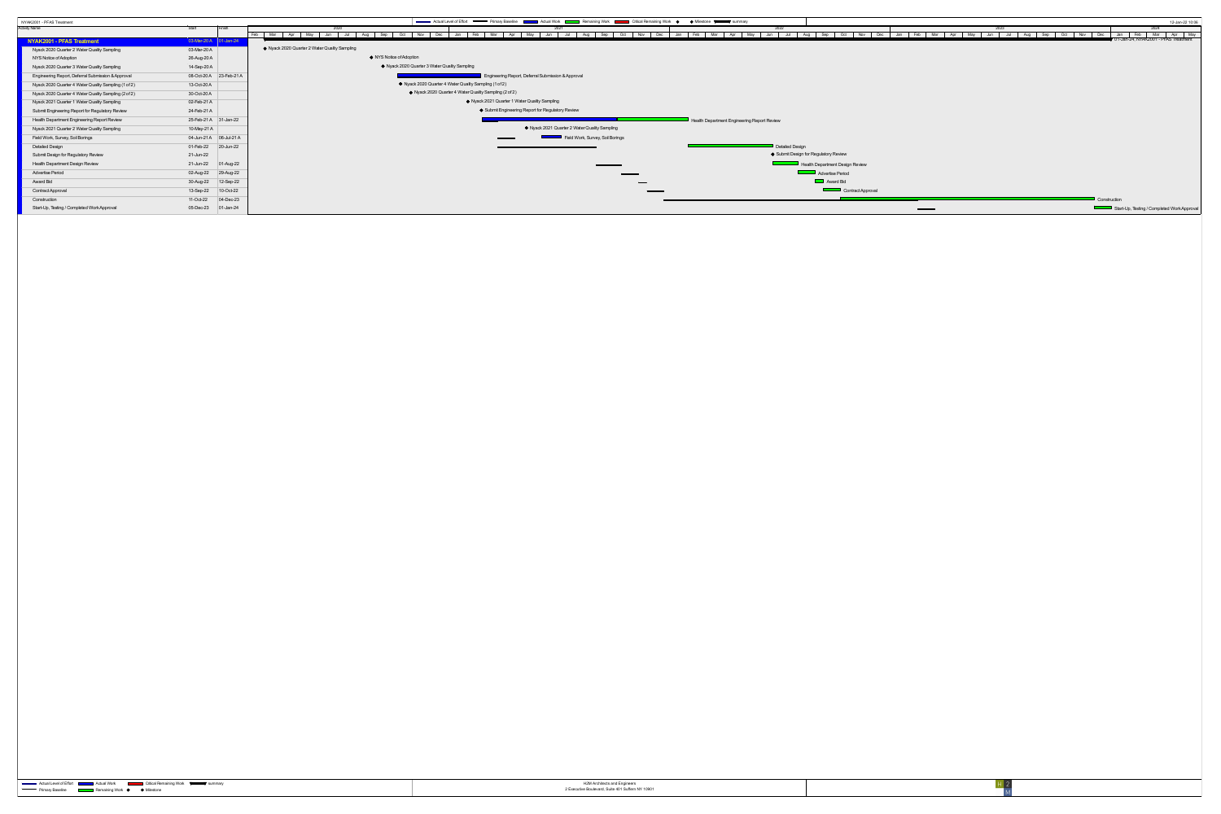NYAK2001 - PFAS Treatment

12-Jan-22 10:06

| Activity Name | Start | Finish |
|---|---|---|
| **NYAK2001 - PFAS Treatment** | 03-Mar-20 A | 01-Jan-24 |
| Nyack 2020 Quarter 2 Water Quality Sampling | 03-Mar-20 A | |
| NYS Notice of Adoption | 26-Aug-20 A | |
| Nyack 2020 Quarter 3 Water Quality Sampling | 14-Sep-20 A | |
| Engineering Report, Deferral Submission & Approval | 08-Oct-20 A | 23-Feb-21 A |
| Nyack 2020 Quarter 4 Water Quality Sampling (1 of 2) | 13-Oct-20 A | |
| Nyack 2020 Quarter 4 Water Quality Sampling (2 of 2) | 30-Oct-20 A | |
| Nyack 2021 Quarter 1 Water Quality Sampling | 02-Feb-21 A | |
| Submit Engineering Report for Regulatory Review | 24-Feb-21 A | |
| Health Department Engineering Report Review | 25-Feb-21 A | 31-Jan-22 |
| Nyack 2021 Quarter 2 Water Quality Sampling | 10-May-21 A | |
| Field Work, Survey, Soil Borings | 04-Jun-21 A | 06-Jul-21 A |
| Detailed Design | 01-Feb-22 | 20-Jun-22 |
| Submit Design for Regulatory Review | 21-Jun-22 | |
| Health Department Design Review | 21-Jun-22 | 01-Aug-22 |
| Advertise Period | 02-Aug-22 | 29-Aug-22 |
| Award Bid | 30-Aug-22 | 12-Sep-22 |
| Contract Approval | 13-Sep-22 | 10-Oct-22 |
| Construction | 11-Oct-22 | 04-Dec-23 |
| Start-Up, Testing / Completed Work Approval | 05-Dec-23 | 01-Jan-24 |

2020 2021 2022 2023 2024

Feb Mar Apr May Jun Jul Aug Sep Oct Nov Dec Jan Feb Mar Apr May Jun Jul Aug Sep Oct Nov Dec Jan Feb Mar Apr May Jun Jul Aug Sep Oct Nov Dec Jan Feb Mar Apr May Jun Jul Aug Sep Oct Nov Dec Jan Feb Mar Apr May

01-Jan-24, NYAK2001 - PFAS Treatment

Actual Level of Effort | Primary Baseline | Actual Work | Remaining Work | Critical Remaining Work | Milestone | summary

H2M Architects and Engineers
2 Executive Boulevard, Suite 401 Suffern NY 10901